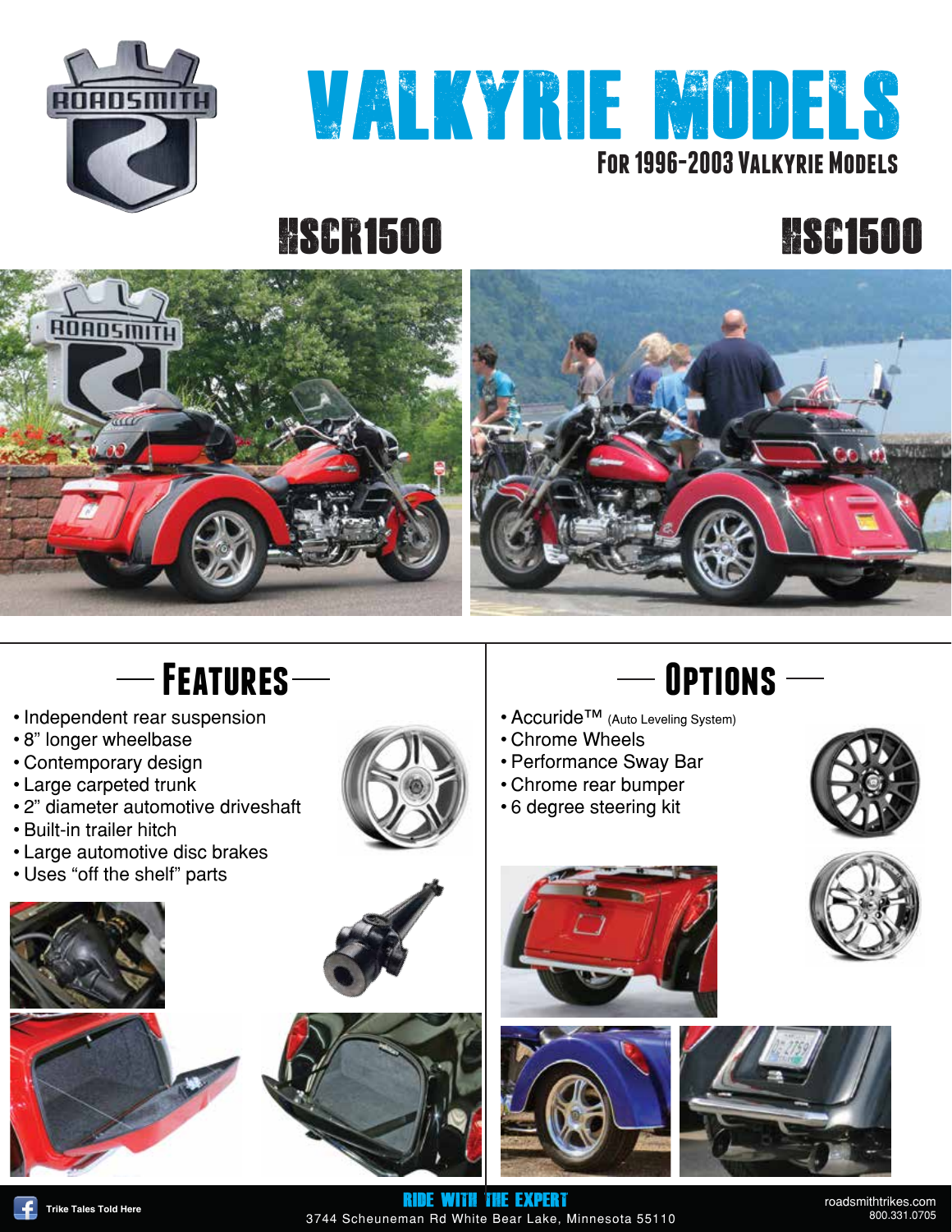# VALKYRIE MODELS

## For 1996-2003 Valkyrie Models

## HSCR1500

## HSC1500

## Features

- Independent rear suspension
- 8" longer wheelbase
- Contemporary design
- Large carpeted trunk
- 2" diameter automotive driveshaft
- Built-in trailer hitch
- Large automotive disc brakes
- Uses "off the shelf" parts

## Options

- Accuride™ (Auto Leveling System)
- Chrome Wheels
- Performance Sway Bar
- Chrome rear bumper
- 6 degree steering kit

Trike Tales Told Here

RIDE WITH THE EXPERT

3744 Scheuneman Rd White Bear Lake, Minnesota 55110

roadsmithtrikes.com
800.331.0705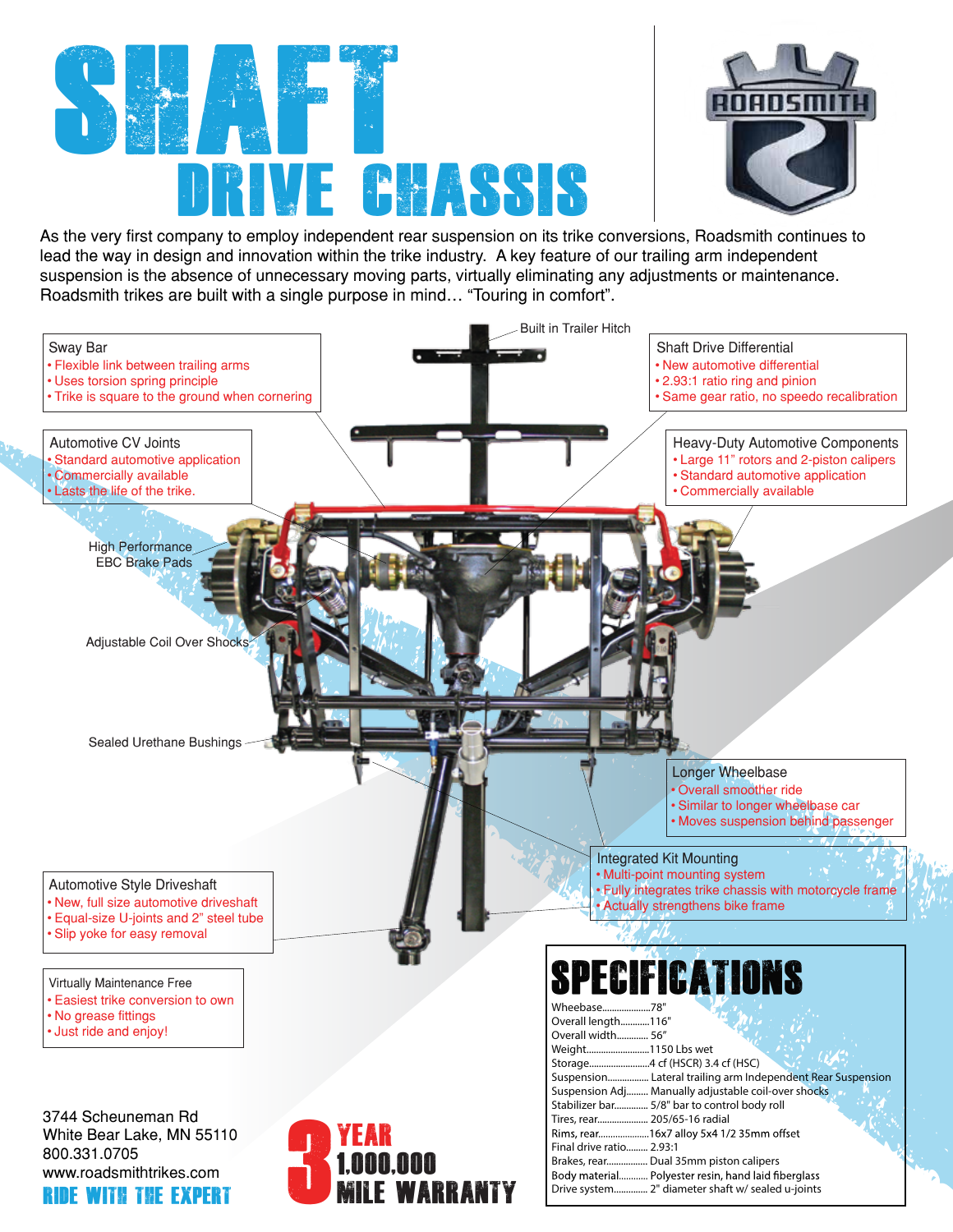# SHAFT DRIVE CHASSIS

ROADSMITH

As the very first company to employ independent rear suspension on its trike conversions, Roadsmith continues to lead the way in design and innovation within the trike industry. A key feature of our trailing arm independent suspension is the absence of unnecessary moving parts, virtually eliminating any adjustments or maintenance. Roadsmith trikes are built with a single purpose in mind… "Touring in comfort".

Built in Trailer Hitch

**Sway Bar**
- Flexible link between trailing arms
- Uses torsion spring principle
- Trike is square to the ground when cornering

**Shaft Drive Differential**
- New automotive differential
- 2.93:1 ratio ring and pinion
- Same gear ratio, no speedo recalibration

**Automotive CV Joints**
- Standard automotive application
- Commercially available
- Lasts the life of the trike.

**Heavy-Duty Automotive Components**
- Large 11" rotors and 2-piston calipers
- Standard automotive application
- Commercially available

High Performance EBC Brake Pads

Adjustable Coil Over Shocks

Sealed Urethane Bushings

**Longer Wheelbase**
- Overall smoother ride
- Similar to longer wheelbase car
- Moves suspension behind passenger

**Integrated Kit Mounting**
- Multi-point mounting system
- Fully integrates trike chassis with motorcycle frame
- Actually strengthens bike frame

**Automotive Style Driveshaft**
- New, full size automotive driveshaft
- Equal-size U-joints and 2" steel tube
- Slip yoke for easy removal

**Virtually Maintenance Free**
- Easiest trike conversion to own
- No grease fittings
- Just ride and enjoy!

## SPECIFICATIONS

| | |
|---|---|
| Wheelbase | 78" |
| Overall length | 116" |
| Overall width | 56" |
| Weight | 1150 Lbs wet |
| Storage | 4 cf (HSCR) 3.4 cf (HSC) |
| Suspension | Lateral trailing arm Independent Rear Suspension |
| Suspension Adj | Manually adjustable coil-over shocks |
| Stabilizer bar | 5/8" bar to control body roll |
| Tires, rear | 205/65-16 radial |
| Rims, rear | 16x7 alloy 5x4 1/2 35mm offset |
| Final drive ratio | 2.93:1 |
| Brakes, rear | Dual 35mm piston calipers |
| Body material | Polyester resin, hand laid fiberglass |
| Drive system | 2" diameter shaft w/ sealed u-joints |

3744 Scheuneman Rd
White Bear Lake, MN 55110
800.331.0705
www.roadsmithtrikes.com

**RIDE WITH THE EXPERT**

**3 YEAR 1,000,000 MILE WARRANTY**